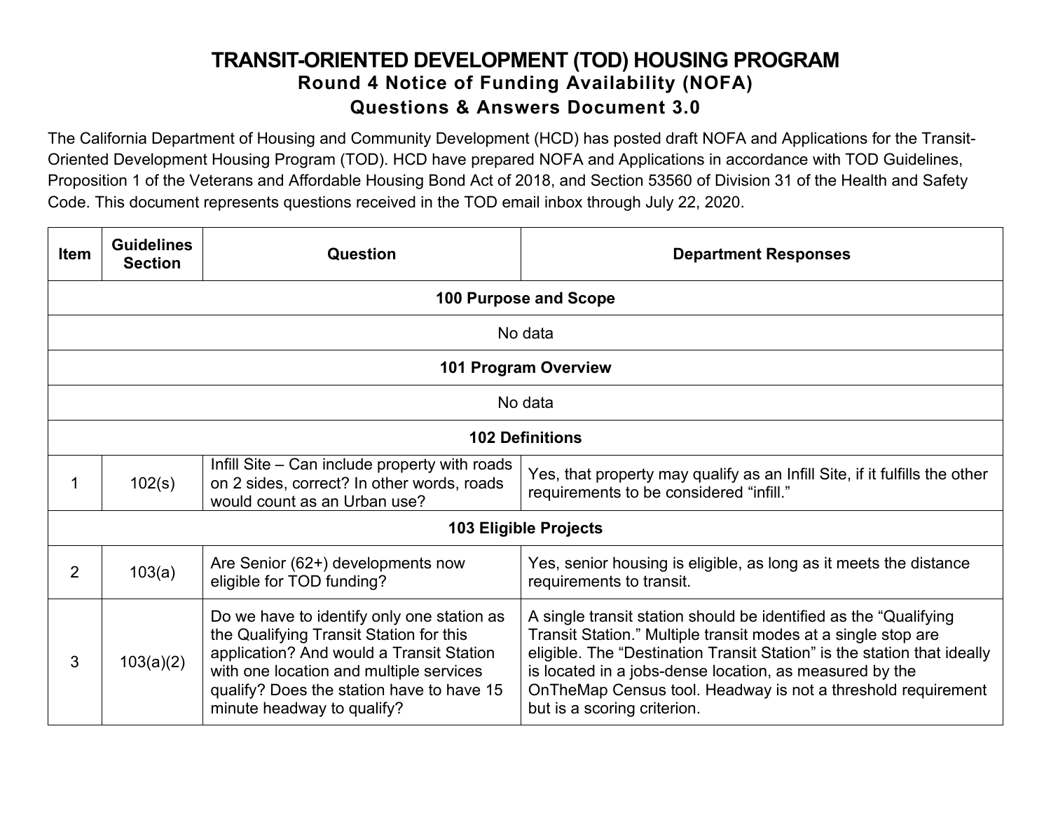# TRANSIT-ORIENTED DEVELOPMENT (TOD) HOUSING PROGRAM

## Round 4 Notice of Funding Availability (NOFA)

## Questions & Answers Document 3.0

The California Department of Housing and Community Development (HCD) has posted draft NOFA and Applications for the Transit-Oriented Development Housing Program (TOD). HCD have prepared NOFA and Applications in accordance with TOD Guidelines, Proposition 1 of the Veterans and Affordable Housing Bond Act of 2018, and Section 53560 of Division 31 of the Health and Safety Code. This document represents questions received in the TOD email inbox through July 22, 2020.

| Item | Guidelines Section | Question | Department Responses |
|---|---|---|---|
| **100 Purpose and Scope** | | | |
| No data | | | |
| **101 Program Overview** | | | |
| No data | | | |
| **102 Definitions** | | | |
| 1 | 102(s) | Infill Site – Can include property with roads on 2 sides, correct? In other words, roads would count as an Urban use? | Yes, that property may qualify as an Infill Site, if it fulfills the other requirements to be considered "infill." |
| **103 Eligible Projects** | | | |
| 2 | 103(a) | Are Senior (62+) developments now eligible for TOD funding? | Yes, senior housing is eligible, as long as it meets the distance requirements to transit. |
| 3 | 103(a)(2) | Do we have to identify only one station as the Qualifying Transit Station for this application? And would a Transit Station with one location and multiple services qualify? Does the station have to have 15 minute headway to qualify? | A single transit station should be identified as the "Qualifying Transit Station." Multiple transit modes at a single stop are eligible. The "Destination Transit Station" is the station that ideally is located in a jobs-dense location, as measured by the OnTheMap Census tool. Headway is not a threshold requirement but is a scoring criterion. |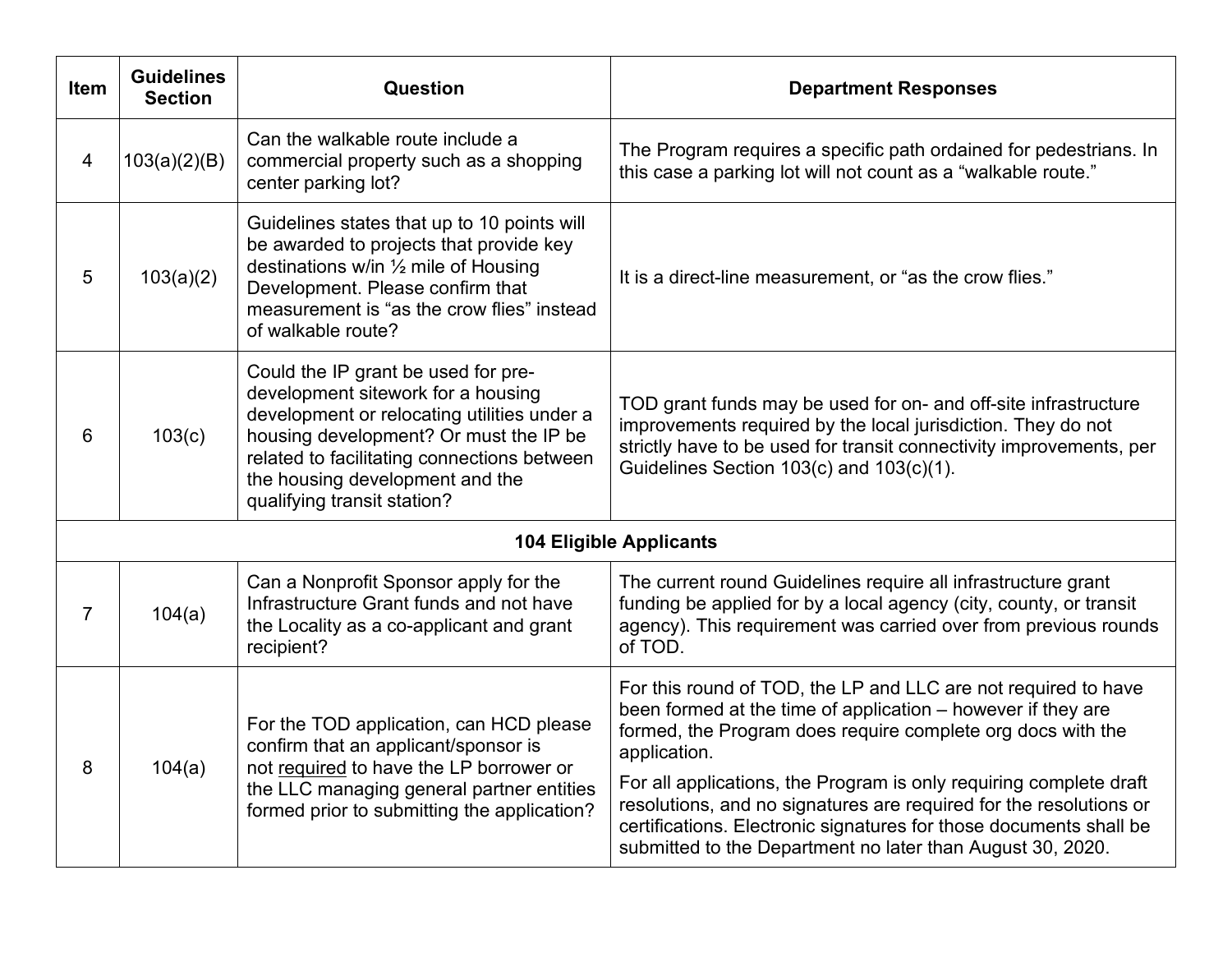| Item | Guidelines Section | Question | Department Responses |
| --- | --- | --- | --- |
| 4 | 103(a)(2)(B) | Can the walkable route include a commercial property such as a shopping center parking lot? | The Program requires a specific path ordained for pedestrians. In this case a parking lot will not count as a "walkable route." |
| 5 | 103(a)(2) | Guidelines states that up to 10 points will be awarded to projects that provide key destinations w/in ½ mile of Housing Development. Please confirm that measurement is "as the crow flies" instead of walkable route? | It is a direct-line measurement, or "as the crow flies." |
| 6 | 103(c) | Could the IP grant be used for pre-development sitework for a housing development or relocating utilities under a housing development? Or must the IP be related to facilitating connections between the housing development and the qualifying transit station? | TOD grant funds may be used for on- and off-site infrastructure improvements required by the local jurisdiction. They do not strictly have to be used for transit connectivity improvements, per Guidelines Section 103(c) and 103(c)(1). |
| | | **104 Eligible Applicants** | |
| 7 | 104(a) | Can a Nonprofit Sponsor apply for the Infrastructure Grant funds and not have the Locality as a co-applicant and grant recipient? | The current round Guidelines require all infrastructure grant funding be applied for by a local agency (city, county, or transit agency). This requirement was carried over from previous rounds of TOD. |
| 8 | 104(a) | For the TOD application, can HCD please confirm that an applicant/sponsor is not <u>required</u> to have the LP borrower or the LLC managing general partner entities formed prior to submitting the application? | For this round of TOD, the LP and LLC are not required to have been formed at the time of application – however if they are formed, the Program does require complete org docs with the application.<br><br>For all applications, the Program is only requiring complete draft resolutions, and no signatures are required for the resolutions or certifications. Electronic signatures for those documents shall be submitted to the Department no later than August 30, 2020. |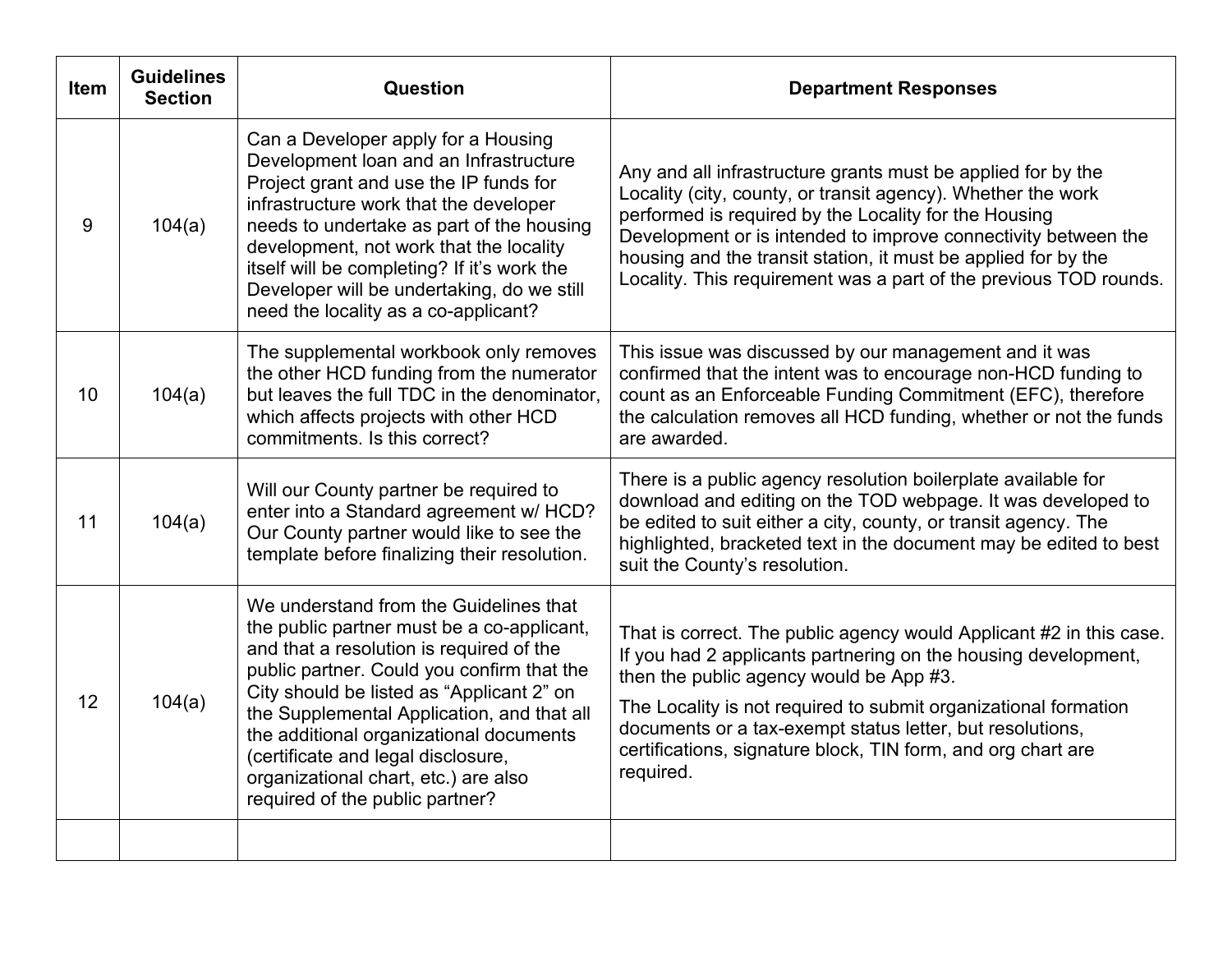| Item | Guidelines Section | Question | Department Responses |
|---|---|---|---|
| 9 | 104(a) | Can a Developer apply for a Housing Development loan and an Infrastructure Project grant and use the IP funds for infrastructure work that the developer needs to undertake as part of the housing development, not work that the locality itself will be completing? If it's work the Developer will be undertaking, do we still need the locality as a co-applicant? | Any and all infrastructure grants must be applied for by the Locality (city, county, or transit agency). Whether the work performed is required by the Locality for the Housing Development or is intended to improve connectivity between the housing and the transit station, it must be applied for by the Locality. This requirement was a part of the previous TOD rounds. |
| 10 | 104(a) | The supplemental workbook only removes the other HCD funding from the numerator but leaves the full TDC in the denominator, which affects projects with other HCD commitments. Is this correct? | This issue was discussed by our management and it was confirmed that the intent was to encourage non-HCD funding to count as an Enforceable Funding Commitment (EFC), therefore the calculation removes all HCD funding, whether or not the funds are awarded. |
| 11 | 104(a) | Will our County partner be required to enter into a Standard agreement w/ HCD? Our County partner would like to see the template before finalizing their resolution. | There is a public agency resolution boilerplate available for download and editing on the TOD webpage. It was developed to be edited to suit either a city, county, or transit agency. The highlighted, bracketed text in the document may be edited to best suit the County's resolution. |
| 12 | 104(a) | We understand from the Guidelines that the public partner must be a co-applicant, and that a resolution is required of the public partner. Could you confirm that the City should be listed as "Applicant 2" on the Supplemental Application, and that all the additional organizational documents (certificate and legal disclosure, organizational chart, etc.) are also required of the public partner? | That is correct. The public agency would Applicant #2 in this case. If you had 2 applicants partnering on the housing development, then the public agency would be App #3.<br><br>The Locality is not required to submit organizational formation documents or a tax-exempt status letter, but resolutions, certifications, signature block, TIN form, and org chart are required. |
| | | | |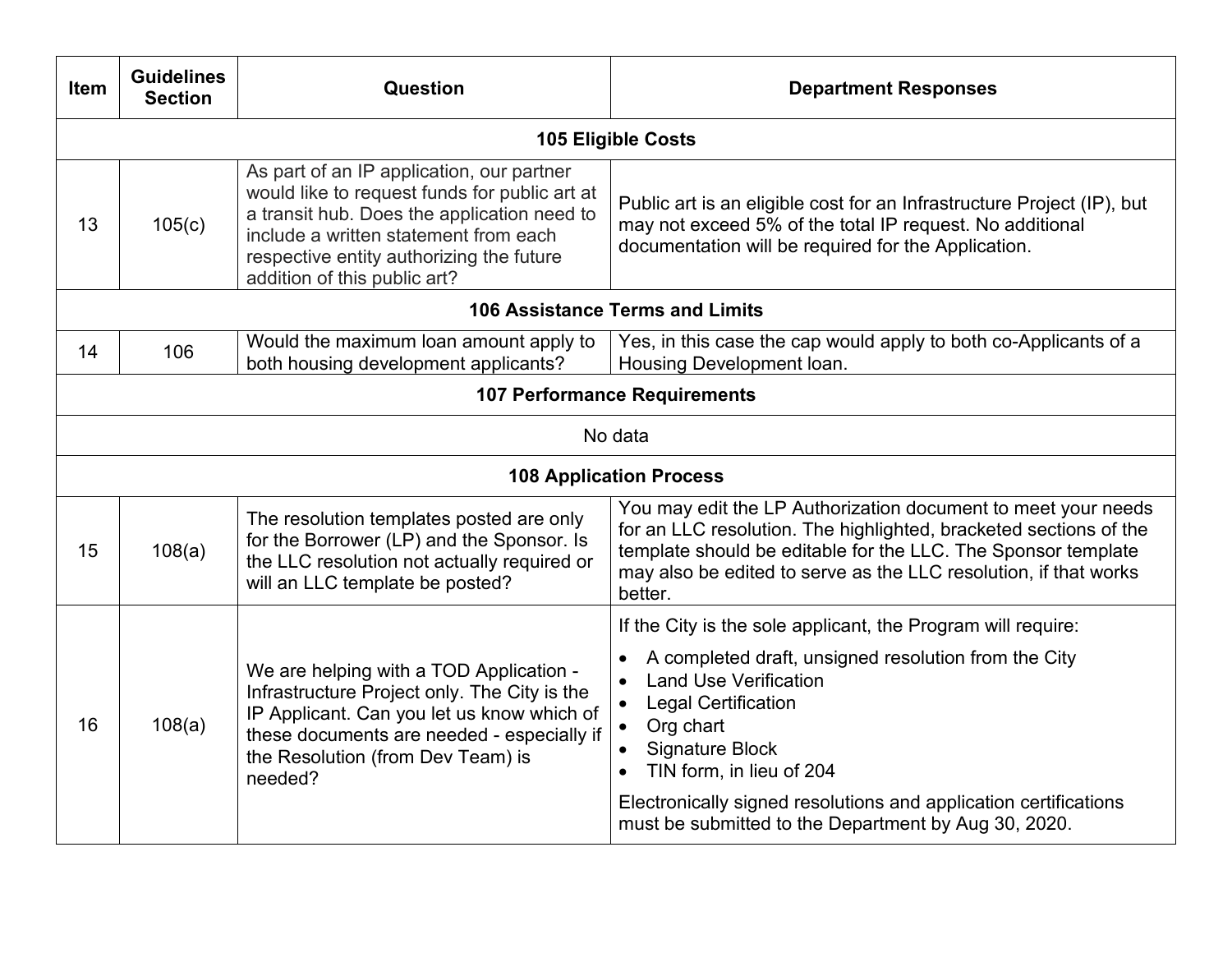| Item | Guidelines Section | Question | Department Responses |
|---|---|---|---|
| **105 Eligible Costs** | | | |
| 13 | 105(c) | As part of an IP application, our partner would like to request funds for public art at a transit hub. Does the application need to include a written statement from each respective entity authorizing the future addition of this public art? | Public art is an eligible cost for an Infrastructure Project (IP), but may not exceed 5% of the total IP request. No additional documentation will be required for the Application. |
| **106 Assistance Terms and Limits** | | | |
| 14 | 106 | Would the maximum loan amount apply to both housing development applicants? | Yes, in this case the cap would apply to both co-Applicants of a Housing Development loan. |
| **107 Performance Requirements** | | | |
| No data | | | |
| **108 Application Process** | | | |
| 15 | 108(a) | The resolution templates posted are only for the Borrower (LP) and the Sponsor. Is the LLC resolution not actually required or will an LLC template be posted? | You may edit the LP Authorization document to meet your needs for an LLC resolution. The highlighted, bracketed sections of the template should be editable for the LLC. The Sponsor template may also be edited to serve as the LLC resolution, if that works better. |
| 16 | 108(a) | We are helping with a TOD Application - Infrastructure Project only. The City is the IP Applicant. Can you let us know which of these documents are needed - especially if the Resolution (from Dev Team) is needed? | If the City is the sole applicant, the Program will require:<br>• A completed draft, unsigned resolution from the City<br>• Land Use Verification<br>• Legal Certification<br>• Org chart<br>• Signature Block<br>• TIN form, in lieu of 204<br><br>Electronically signed resolutions and application certifications must be submitted to the Department by Aug 30, 2020. |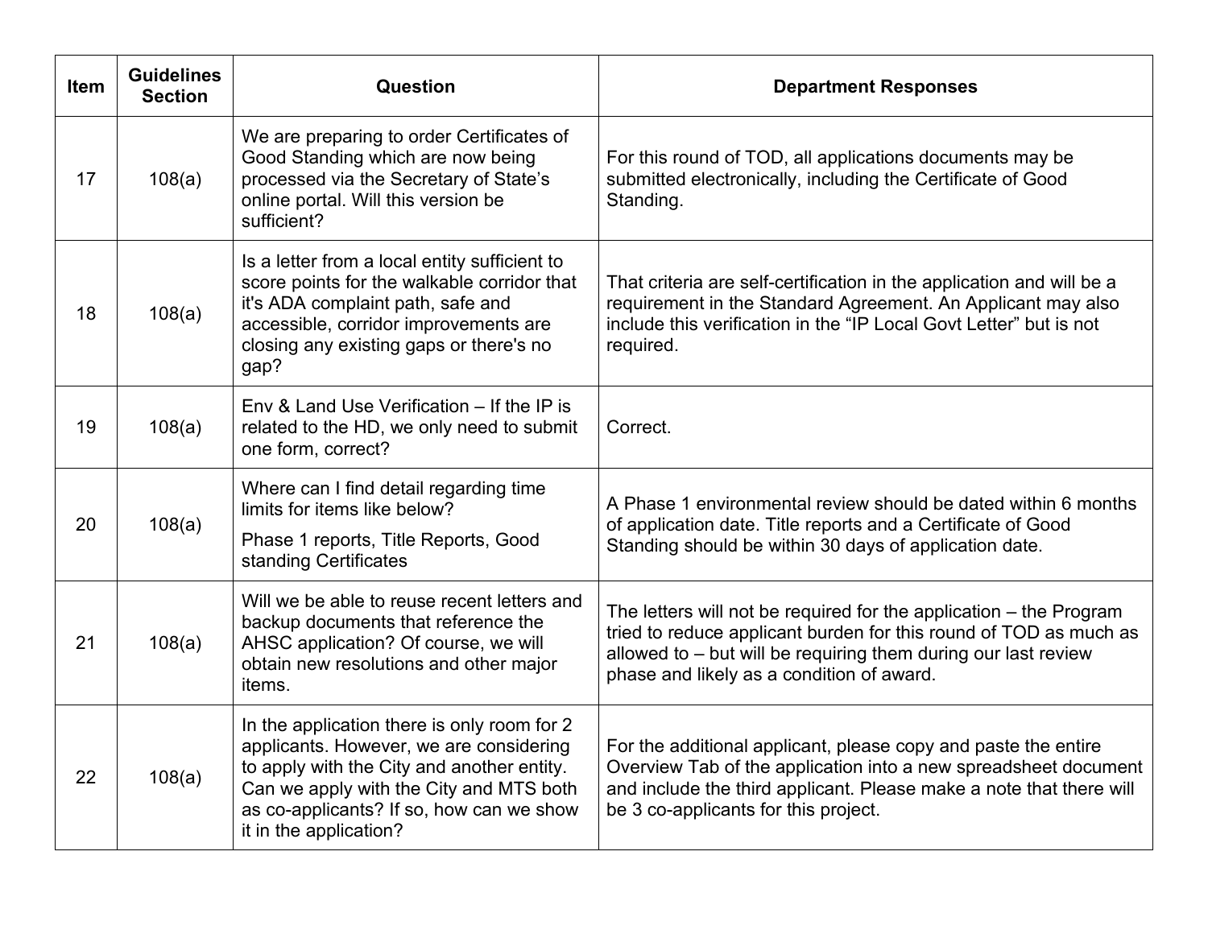| Item | Guidelines Section | Question | Department Responses |
| --- | --- | --- | --- |
| 17 | 108(a) | We are preparing to order Certificates of Good Standing which are now being processed via the Secretary of State's online portal. Will this version be sufficient? | For this round of TOD, all applications documents may be submitted electronically, including the Certificate of Good Standing. |
| 18 | 108(a) | Is a letter from a local entity sufficient to score points for the walkable corridor that it's ADA complaint path, safe and accessible, corridor improvements are closing any existing gaps or there's no gap? | That criteria are self-certification in the application and will be a requirement in the Standard Agreement. An Applicant may also include this verification in the "IP Local Govt Letter" but is not required. |
| 19 | 108(a) | Env & Land Use Verification – If the IP is related to the HD, we only need to submit one form, correct? | Correct. |
| 20 | 108(a) | Where can I find detail regarding time limits for items like below?<br>Phase 1 reports, Title Reports, Good standing Certificates | A Phase 1 environmental review should be dated within 6 months of application date. Title reports and a Certificate of Good Standing should be within 30 days of application date. |
| 21 | 108(a) | Will we be able to reuse recent letters and backup documents that reference the AHSC application? Of course, we will obtain new resolutions and other major items. | The letters will not be required for the application – the Program tried to reduce applicant burden for this round of TOD as much as allowed to – but will be requiring them during our last review phase and likely as a condition of award. |
| 22 | 108(a) | In the application there is only room for 2 applicants. However, we are considering to apply with the City and another entity. Can we apply with the City and MTS both as co-applicants? If so, how can we show it in the application? | For the additional applicant, please copy and paste the entire Overview Tab of the application into a new spreadsheet document and include the third applicant. Please make a note that there will be 3 co-applicants for this project. |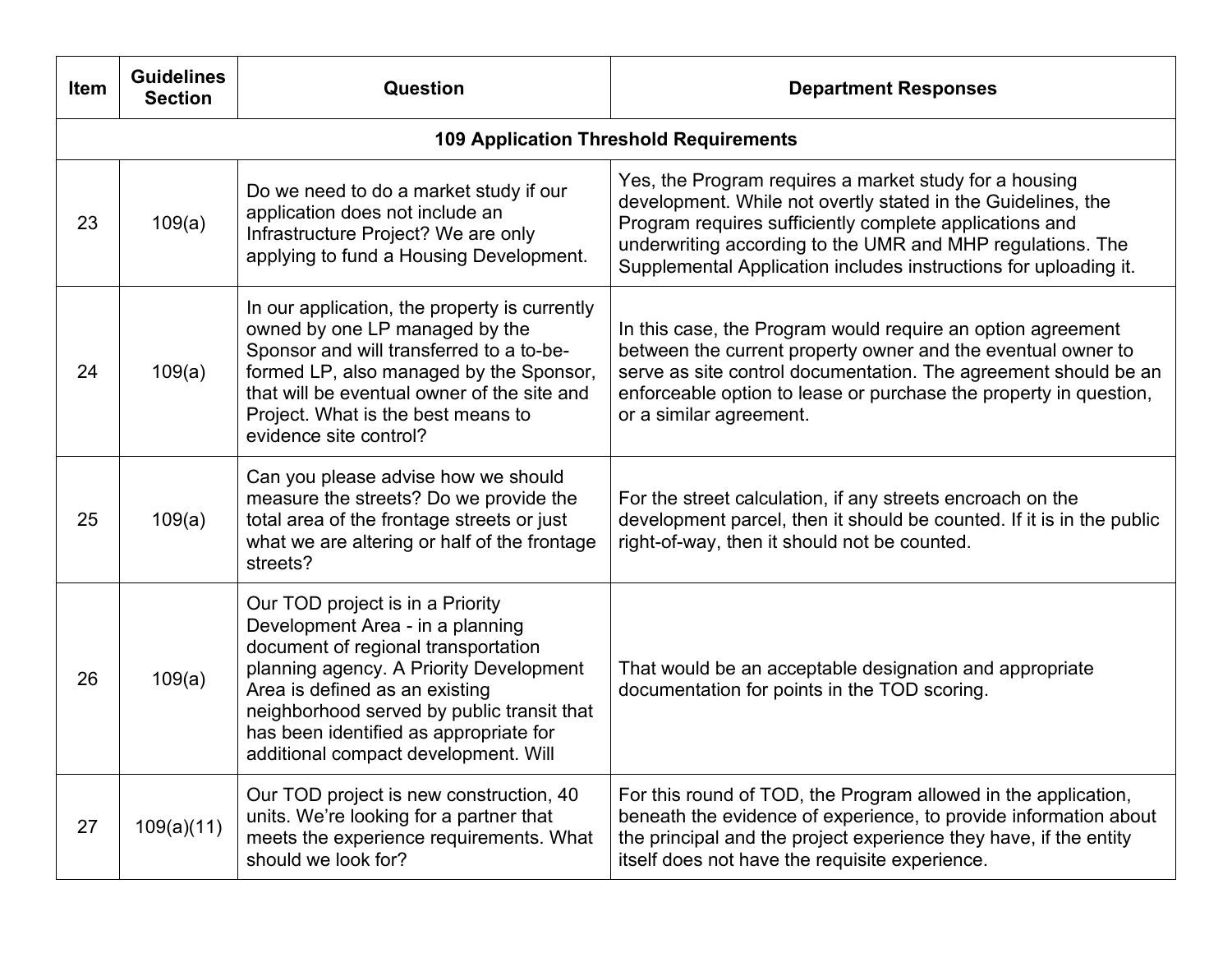| Item | Guidelines Section | Question | Department Responses |
|---|---|---|---|
| **109 Application Threshold Requirements** | | | |
| 23 | 109(a) | Do we need to do a market study if our application does not include an Infrastructure Project? We are only applying to fund a Housing Development. | Yes, the Program requires a market study for a housing development. While not overtly stated in the Guidelines, the Program requires sufficiently complete applications and underwriting according to the UMR and MHP regulations. The Supplemental Application includes instructions for uploading it. |
| 24 | 109(a) | In our application, the property is currently owned by one LP managed by the Sponsor and will transferred to a to-be-formed LP, also managed by the Sponsor, that will be eventual owner of the site and Project. What is the best means to evidence site control? | In this case, the Program would require an option agreement between the current property owner and the eventual owner to serve as site control documentation. The agreement should be an enforceable option to lease or purchase the property in question, or a similar agreement. |
| 25 | 109(a) | Can you please advise how we should measure the streets? Do we provide the total area of the frontage streets or just what we are altering or half of the frontage streets? | For the street calculation, if any streets encroach on the development parcel, then it should be counted. If it is in the public right-of-way, then it should not be counted. |
| 26 | 109(a) | Our TOD project is in a Priority Development Area - in a planning document of regional transportation planning agency. A Priority Development Area is defined as an existing neighborhood served by public transit that has been identified as appropriate for additional compact development. Will | That would be an acceptable designation and appropriate documentation for points in the TOD scoring. |
| 27 | 109(a)(11) | Our TOD project is new construction, 40 units. We're looking for a partner that meets the experience requirements. What should we look for? | For this round of TOD, the Program allowed in the application, beneath the evidence of experience, to provide information about the principal and the project experience they have, if the entity itself does not have the requisite experience. |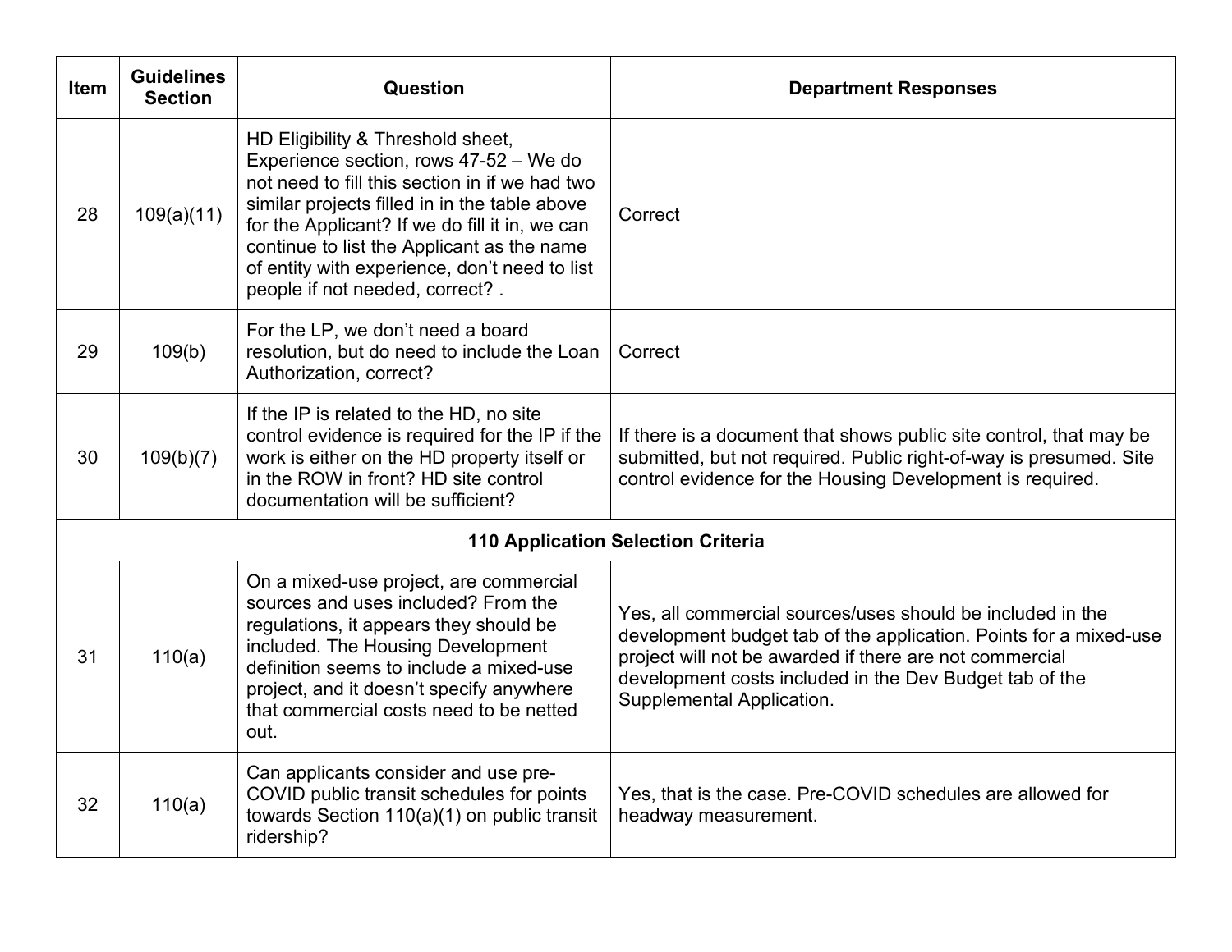| Item | Guidelines Section | Question | Department Responses |
|---|---|---|---|
| 28 | 109(a)(11) | HD Eligibility & Threshold sheet, Experience section, rows 47-52 – We do not need to fill this section in if we had two similar projects filled in in the table above for the Applicant? If we do fill it in, we can continue to list the Applicant as the name of entity with experience, don't need to list people if not needed, correct? . | Correct |
| 29 | 109(b) | For the LP, we don't need a board resolution, but do need to include the Loan Authorization, correct? | Correct |
| 30 | 109(b)(7) | If the IP is related to the HD, no site control evidence is required for the IP if the work is either on the HD property itself or in the ROW in front? HD site control documentation will be sufficient? | If there is a document that shows public site control, that may be submitted, but not required. Public right-of-way is presumed. Site control evidence for the Housing Development is required. |
| **110 Application Selection Criteria** | | | |
| 31 | 110(a) | On a mixed-use project, are commercial sources and uses included? From the regulations, it appears they should be included. The Housing Development definition seems to include a mixed-use project, and it doesn't specify anywhere that commercial costs need to be netted out. | Yes, all commercial sources/uses should be included in the development budget tab of the application. Points for a mixed-use project will not be awarded if there are not commercial development costs included in the Dev Budget tab of the Supplemental Application. |
| 32 | 110(a) | Can applicants consider and use pre-COVID public transit schedules for points towards Section 110(a)(1) on public transit ridership? | Yes, that is the case. Pre-COVID schedules are allowed for headway measurement. |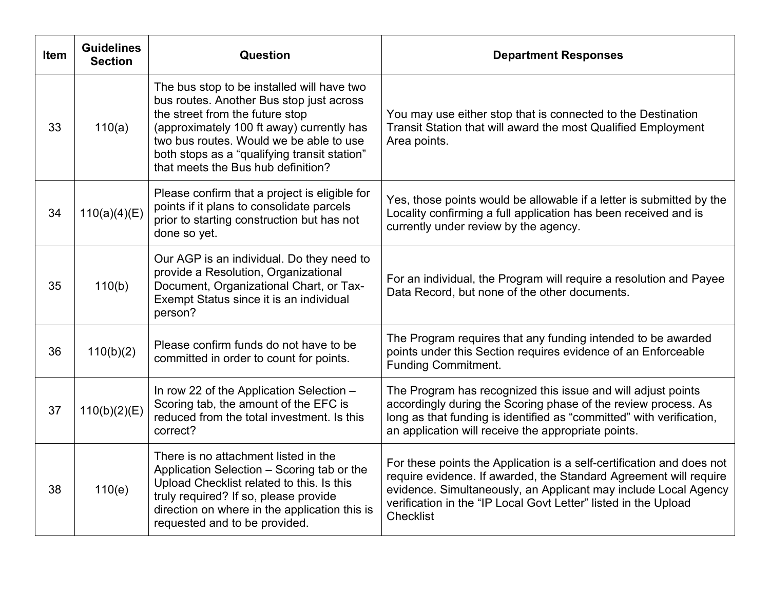| Item | Guidelines Section | Question | Department Responses |
|---|---|---|---|
| 33 | 110(a) | The bus stop to be installed will have two bus routes. Another Bus stop just across the street from the future stop (approximately 100 ft away) currently has two bus routes. Would we be able to use both stops as a "qualifying transit station" that meets the Bus hub definition? | You may use either stop that is connected to the Destination Transit Station that will award the most Qualified Employment Area points. |
| 34 | 110(a)(4)(E) | Please confirm that a project is eligible for points if it plans to consolidate parcels prior to starting construction but has not done so yet. | Yes, those points would be allowable if a letter is submitted by the Locality confirming a full application has been received and is currently under review by the agency. |
| 35 | 110(b) | Our AGP is an individual. Do they need to provide a Resolution, Organizational Document, Organizational Chart, or Tax-Exempt Status since it is an individual person? | For an individual, the Program will require a resolution and Payee Data Record, but none of the other documents. |
| 36 | 110(b)(2) | Please confirm funds do not have to be committed in order to count for points. | The Program requires that any funding intended to be awarded points under this Section requires evidence of an Enforceable Funding Commitment. |
| 37 | 110(b)(2)(E) | In row 22 of the Application Selection – Scoring tab, the amount of the EFC is reduced from the total investment. Is this correct? | The Program has recognized this issue and will adjust points accordingly during the Scoring phase of the review process. As long as that funding is identified as "committed" with verification, an application will receive the appropriate points. |
| 38 | 110(e) | There is no attachment listed in the Application Selection – Scoring tab or the Upload Checklist related to this. Is this truly required? If so, please provide direction on where in the application this is requested and to be provided. | For these points the Application is a self-certification and does not require evidence. If awarded, the Standard Agreement will require evidence. Simultaneously, an Applicant may include Local Agency verification in the "IP Local Govt Letter" listed in the Upload Checklist |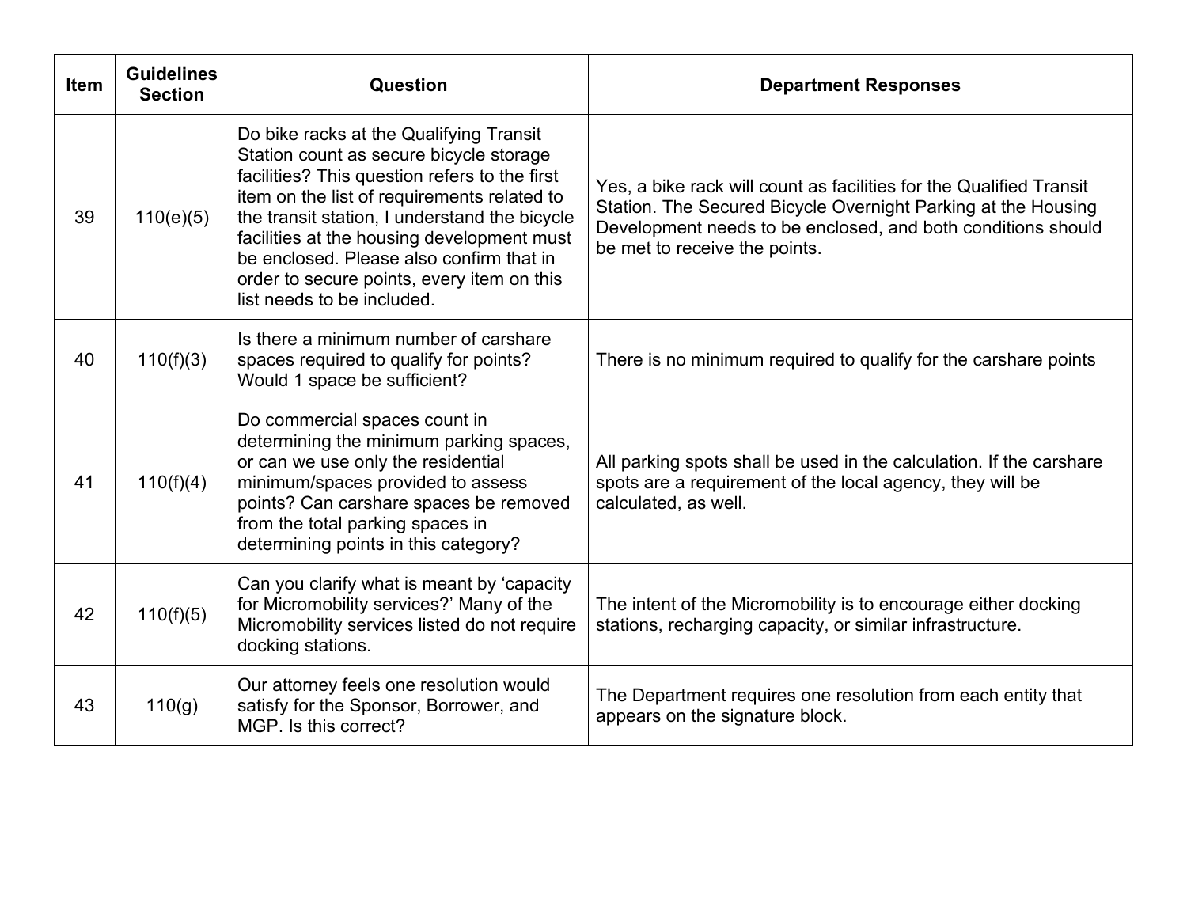| Item | Guidelines Section | Question | Department Responses |
|---|---|---|---|
| 39 | 110(e)(5) | Do bike racks at the Qualifying Transit Station count as secure bicycle storage facilities? This question refers to the first item on the list of requirements related to the transit station, I understand the bicycle facilities at the housing development must be enclosed. Please also confirm that in order to secure points, every item on this list needs to be included. | Yes, a bike rack will count as facilities for the Qualified Transit Station. The Secured Bicycle Overnight Parking at the Housing Development needs to be enclosed, and both conditions should be met to receive the points. |
| 40 | 110(f)(3) | Is there a minimum number of carshare spaces required to qualify for points? Would 1 space be sufficient? | There is no minimum required to qualify for the carshare points |
| 41 | 110(f)(4) | Do commercial spaces count in determining the minimum parking spaces, or can we use only the residential minimum/spaces provided to assess points? Can carshare spaces be removed from the total parking spaces in determining points in this category? | All parking spots shall be used in the calculation. If the carshare spots are a requirement of the local agency, they will be calculated, as well. |
| 42 | 110(f)(5) | Can you clarify what is meant by 'capacity for Micromobility services?' Many of the Micromobility services listed do not require docking stations. | The intent of the Micromobility is to encourage either docking stations, recharging capacity, or similar infrastructure. |
| 43 | 110(g) | Our attorney feels one resolution would satisfy for the Sponsor, Borrower, and MGP. Is this correct? | The Department requires one resolution from each entity that appears on the signature block. |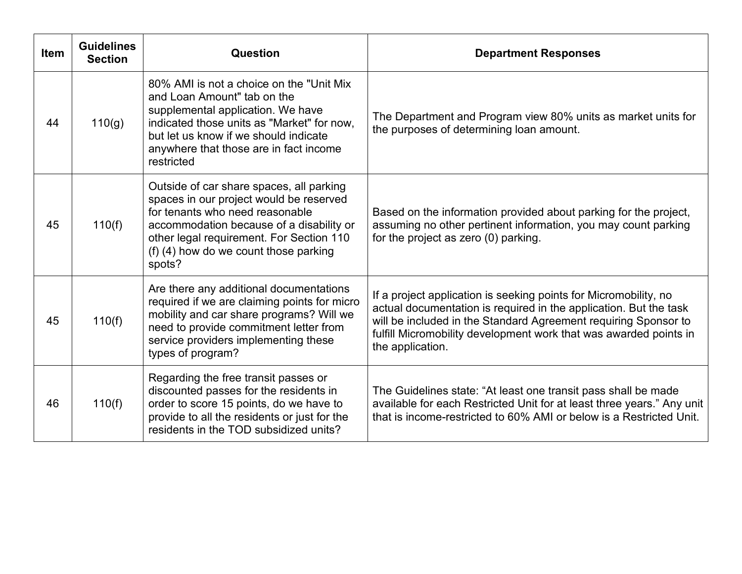| Item | Guidelines Section | Question | Department Responses |
| --- | --- | --- | --- |
| 44 | 110(g) | 80% AMI is not a choice on the "Unit Mix and Loan Amount" tab on the supplemental application. We have indicated those units as "Market" for now, but let us know if we should indicate anywhere that those are in fact income restricted | The Department and Program view 80% units as market units for the purposes of determining loan amount. |
| 45 | 110(f) | Outside of car share spaces, all parking spaces in our project would be reserved for tenants who need reasonable accommodation because of a disability or other legal requirement. For Section 110 (f) (4) how do we count those parking spots? | Based on the information provided about parking for the project, assuming no other pertinent information, you may count parking for the project as zero (0) parking. |
| 45 | 110(f) | Are there any additional documentations required if we are claiming points for micro mobility and car share programs? Will we need to provide commitment letter from service providers implementing these types of program? | If a project application is seeking points for Micromobility, no actual documentation is required in the application. But the task will be included in the Standard Agreement requiring Sponsor to fulfill Micromobility development work that was awarded points in the application. |
| 46 | 110(f) | Regarding the free transit passes or discounted passes for the residents in order to score 15 points, do we have to provide to all the residents or just for the residents in the TOD subsidized units? | The Guidelines state: “At least one transit pass shall be made available for each Restricted Unit for at least three years.” Any unit that is income-restricted to 60% AMI or below is a Restricted Unit. |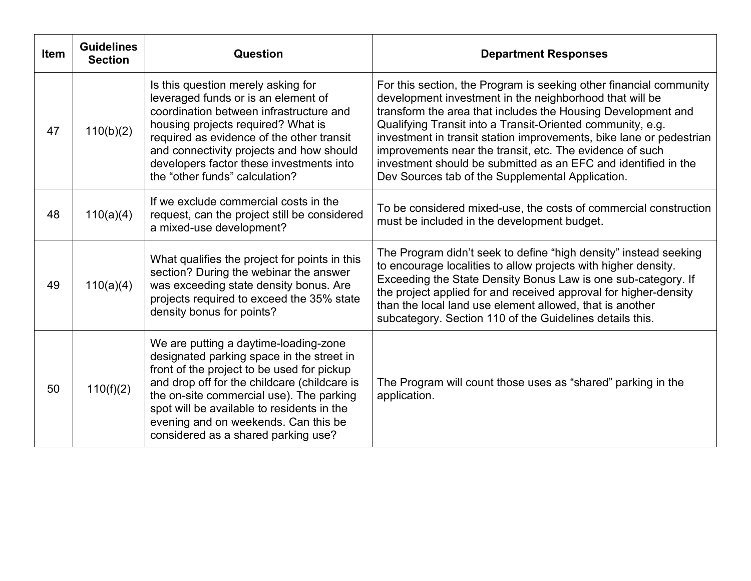| Item | Guidelines Section | Question | Department Responses |
|---|---|---|---|
| 47 | 110(b)(2) | Is this question merely asking for leveraged funds or is an element of coordination between infrastructure and housing projects required? What is required as evidence of the other transit and connectivity projects and how should developers factor these investments into the "other funds" calculation? | For this section, the Program is seeking other financial community development investment in the neighborhood that will be transform the area that includes the Housing Development and Qualifying Transit into a Transit-Oriented community, e.g. investment in transit station improvements, bike lane or pedestrian improvements near the transit, etc. The evidence of such investment should be submitted as an EFC and identified in the Dev Sources tab of the Supplemental Application. |
| 48 | 110(a)(4) | If we exclude commercial costs in the request, can the project still be considered a mixed-use development? | To be considered mixed-use, the costs of commercial construction must be included in the development budget. |
| 49 | 110(a)(4) | What qualifies the project for points in this section? During the webinar the answer was exceeding state density bonus. Are projects required to exceed the 35% state density bonus for points? | The Program didn't seek to define "high density" instead seeking to encourage localities to allow projects with higher density. Exceeding the State Density Bonus Law is one sub-category. If the project applied for and received approval for higher-density than the local land use element allowed, that is another subcategory. Section 110 of the Guidelines details this. |
| 50 | 110(f)(2) | We are putting a daytime-loading-zone designated parking space in the street in front of the project to be used for pickup and drop off for the childcare (childcare is the on-site commercial use). The parking spot will be available to residents in the evening and on weekends. Can this be considered as a shared parking use? | The Program will count those uses as "shared" parking in the application. |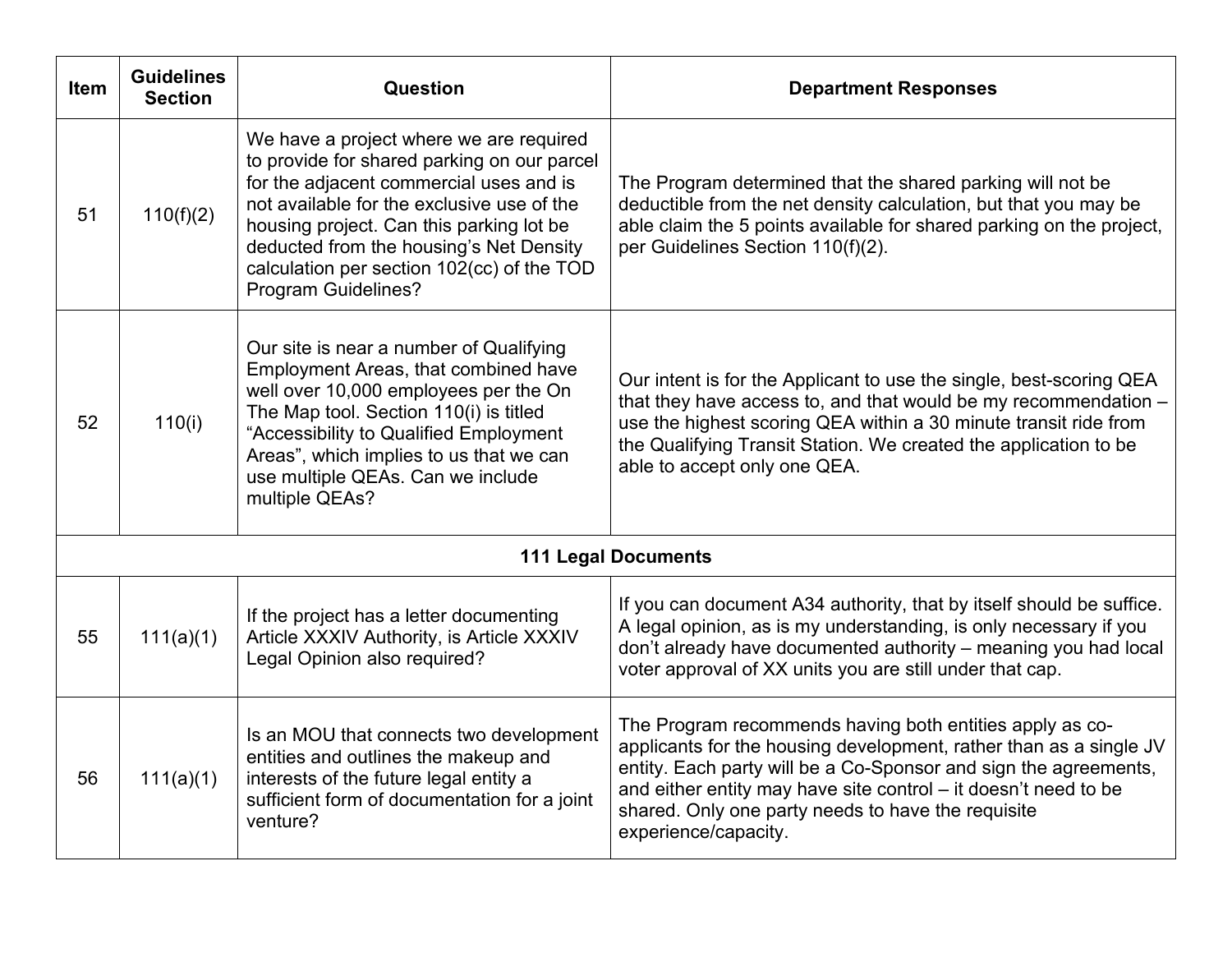| Item | Guidelines Section | Question | Department Responses |
|---|---|---|---|
| 51 | 110(f)(2) | We have a project where we are required to provide for shared parking on our parcel for the adjacent commercial uses and is not available for the exclusive use of the housing project. Can this parking lot be deducted from the housing's Net Density calculation per section 102(cc) of the TOD Program Guidelines? | The Program determined that the shared parking will not be deductible from the net density calculation, but that you may be able claim the 5 points available for shared parking on the project, per Guidelines Section 110(f)(2). |
| 52 | 110(i) | Our site is near a number of Qualifying Employment Areas, that combined have well over 10,000 employees per the On The Map tool. Section 110(i) is titled "Accessibility to Qualified Employment Areas", which implies to us that we can use multiple QEAs. Can we include multiple QEAs? | Our intent is for the Applicant to use the single, best-scoring QEA that they have access to, and that would be my recommendation – use the highest scoring QEA within a 30 minute transit ride from the Qualifying Transit Station. We created the application to be able to accept only one QEA. |
| **111 Legal Documents** | | | |
| 55 | 111(a)(1) | If the project has a letter documenting Article XXXIV Authority, is Article XXXIV Legal Opinion also required? | If you can document A34 authority, that by itself should be suffice. A legal opinion, as is my understanding, is only necessary if you don't already have documented authority – meaning you had local voter approval of XX units you are still under that cap. |
| 56 | 111(a)(1) | Is an MOU that connects two development entities and outlines the makeup and interests of the future legal entity a sufficient form of documentation for a joint venture? | The Program recommends having both entities apply as co-applicants for the housing development, rather than as a single JV entity. Each party will be a Co-Sponsor and sign the agreements, and either entity may have site control – it doesn't need to be shared. Only one party needs to have the requisite experience/capacity. |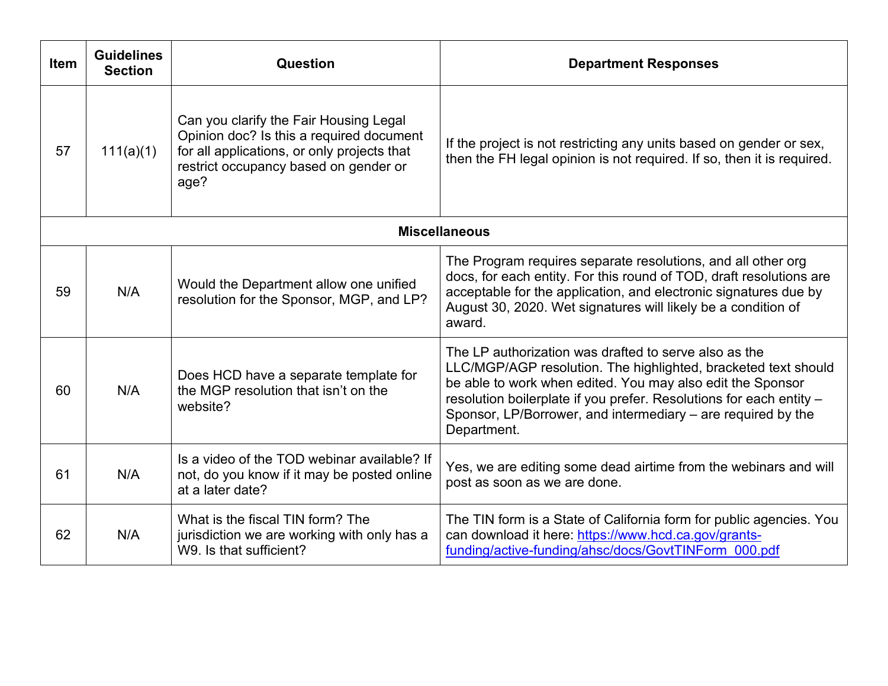| Item | Guidelines Section | Question | Department Responses |
|---|---|---|---|
| 57 | 111(a)(1) | Can you clarify the Fair Housing Legal Opinion doc? Is this a required document for all applications, or only projects that restrict occupancy based on gender or age? | If the project is not restricting any units based on gender or sex, then the FH legal opinion is not required. If so, then it is required. |
| **Miscellaneous** | | | |
| 59 | N/A | Would the Department allow one unified resolution for the Sponsor, MGP, and LP? | The Program requires separate resolutions, and all other org docs, for each entity. For this round of TOD, draft resolutions are acceptable for the application, and electronic signatures due by August 30, 2020. Wet signatures will likely be a condition of award. |
| 60 | N/A | Does HCD have a separate template for the MGP resolution that isn't on the website? | The LP authorization was drafted to serve also as the LLC/MGP/AGP resolution. The highlighted, bracketed text should be able to work when edited. You may also edit the Sponsor resolution boilerplate if you prefer. Resolutions for each entity – Sponsor, LP/Borrower, and intermediary – are required by the Department. |
| 61 | N/A | Is a video of the TOD webinar available? If not, do you know if it may be posted online at a later date? | Yes, we are editing some dead airtime from the webinars and will post as soon as we are done. |
| 62 | N/A | What is the fiscal TIN form? The jurisdiction we are working with only has a W9. Is that sufficient? | The TIN form is a State of California form for public agencies. You can download it here: [https://www.hcd.ca.gov/grants-funding/active-funding/ahsc/docs/GovtTINForm_000.pdf](https://www.hcd.ca.gov/grants-funding/active-funding/ahsc/docs/GovtTINForm_000.pdf) |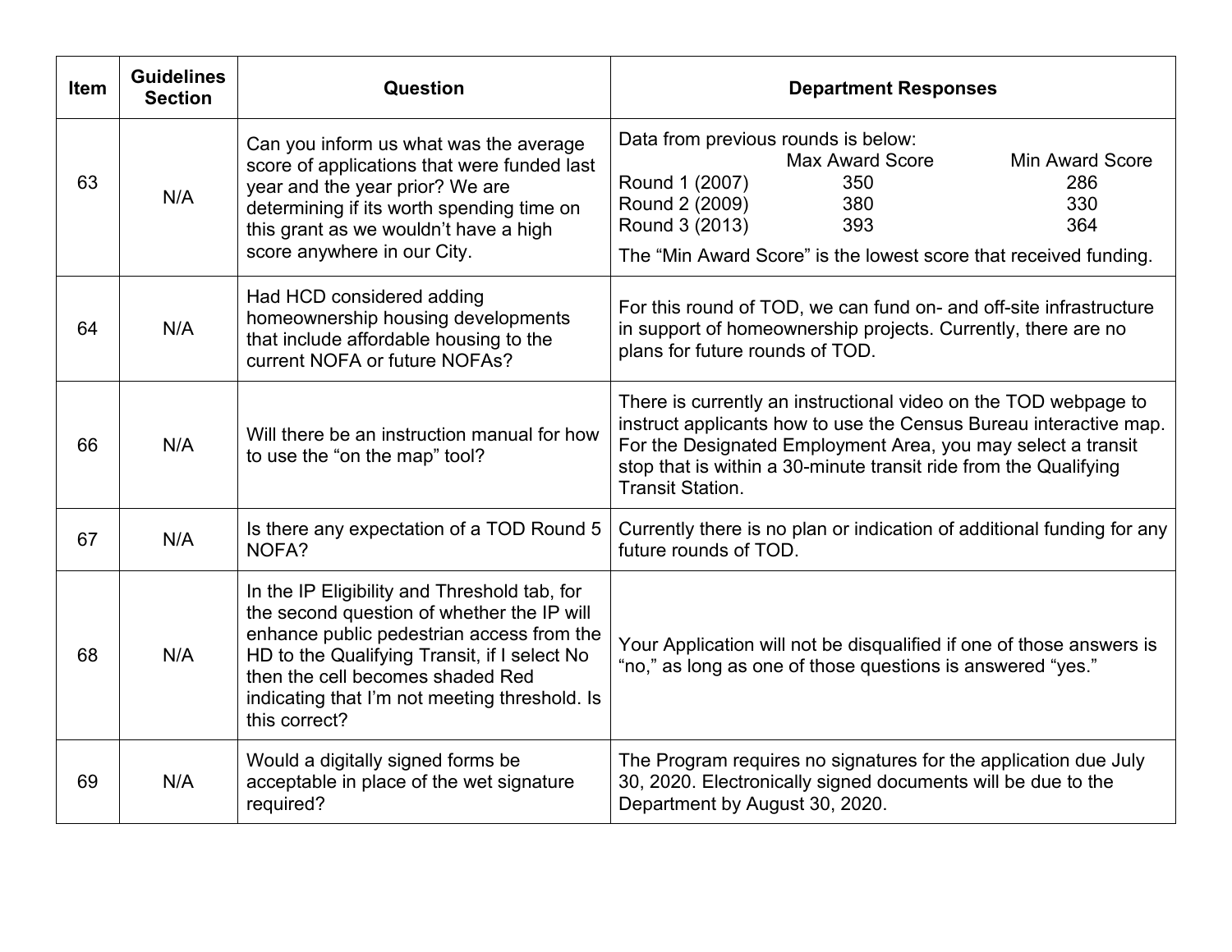| Item | Guidelines Section | Question | Department Responses |
|---|---|---|---|
| 63 | N/A | Can you inform us what was the average score of applications that were funded last year and the year prior? We are determining if its worth spending time on this grant as we wouldn't have a high score anywhere in our City. | Data from previous rounds is below:<br>Max Award Score / Min Award Score<br>Round 1 (2007): 350 / 286<br>Round 2 (2009): 380 / 330<br>Round 3 (2013): 393 / 364<br>The "Min Award Score" is the lowest score that received funding. |
| 64 | N/A | Had HCD considered adding homeownership housing developments that include affordable housing to the current NOFA or future NOFAs? | For this round of TOD, we can fund on- and off-site infrastructure in support of homeownership projects. Currently, there are no plans for future rounds of TOD. |
| 66 | N/A | Will there be an instruction manual for how to use the "on the map" tool? | There is currently an instructional video on the TOD webpage to instruct applicants how to use the Census Bureau interactive map. For the Designated Employment Area, you may select a transit stop that is within a 30-minute transit ride from the Qualifying Transit Station. |
| 67 | N/A | Is there any expectation of a TOD Round 5 NOFA? | Currently there is no plan or indication of additional funding for any future rounds of TOD. |
| 68 | N/A | In the IP Eligibility and Threshold tab, for the second question of whether the IP will enhance public pedestrian access from the HD to the Qualifying Transit, if I select No then the cell becomes shaded Red indicating that I'm not meeting threshold. Is this correct? | Your Application will not be disqualified if one of those answers is "no," as long as one of those questions is answered "yes." |
| 69 | N/A | Would a digitally signed forms be acceptable in place of the wet signature required? | The Program requires no signatures for the application due July 30, 2020. Electronically signed documents will be due to the Department by August 30, 2020. |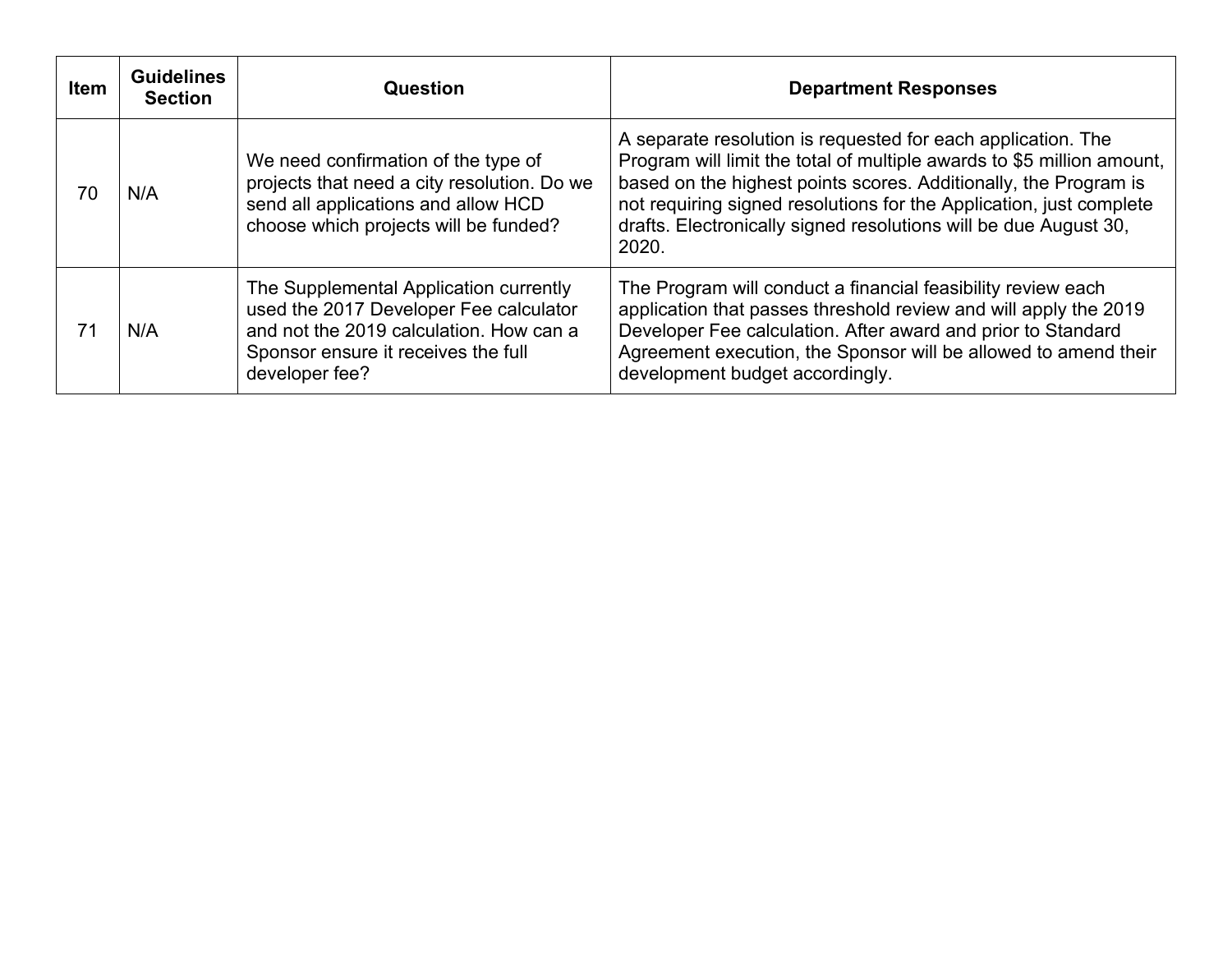| Item | Guidelines Section | Question | Department Responses |
| --- | --- | --- | --- |
| 70 | N/A | We need confirmation of the type of projects that need a city resolution. Do we send all applications and allow HCD choose which projects will be funded? | A separate resolution is requested for each application. The Program will limit the total of multiple awards to $5 million amount, based on the highest points scores. Additionally, the Program is not requiring signed resolutions for the Application, just complete drafts. Electronically signed resolutions will be due August 30, 2020. |
| 71 | N/A | The Supplemental Application currently used the 2017 Developer Fee calculator and not the 2019 calculation. How can a Sponsor ensure it receives the full developer fee? | The Program will conduct a financial feasibility review each application that passes threshold review and will apply the 2019 Developer Fee calculation. After award and prior to Standard Agreement execution, the Sponsor will be allowed to amend their development budget accordingly. |